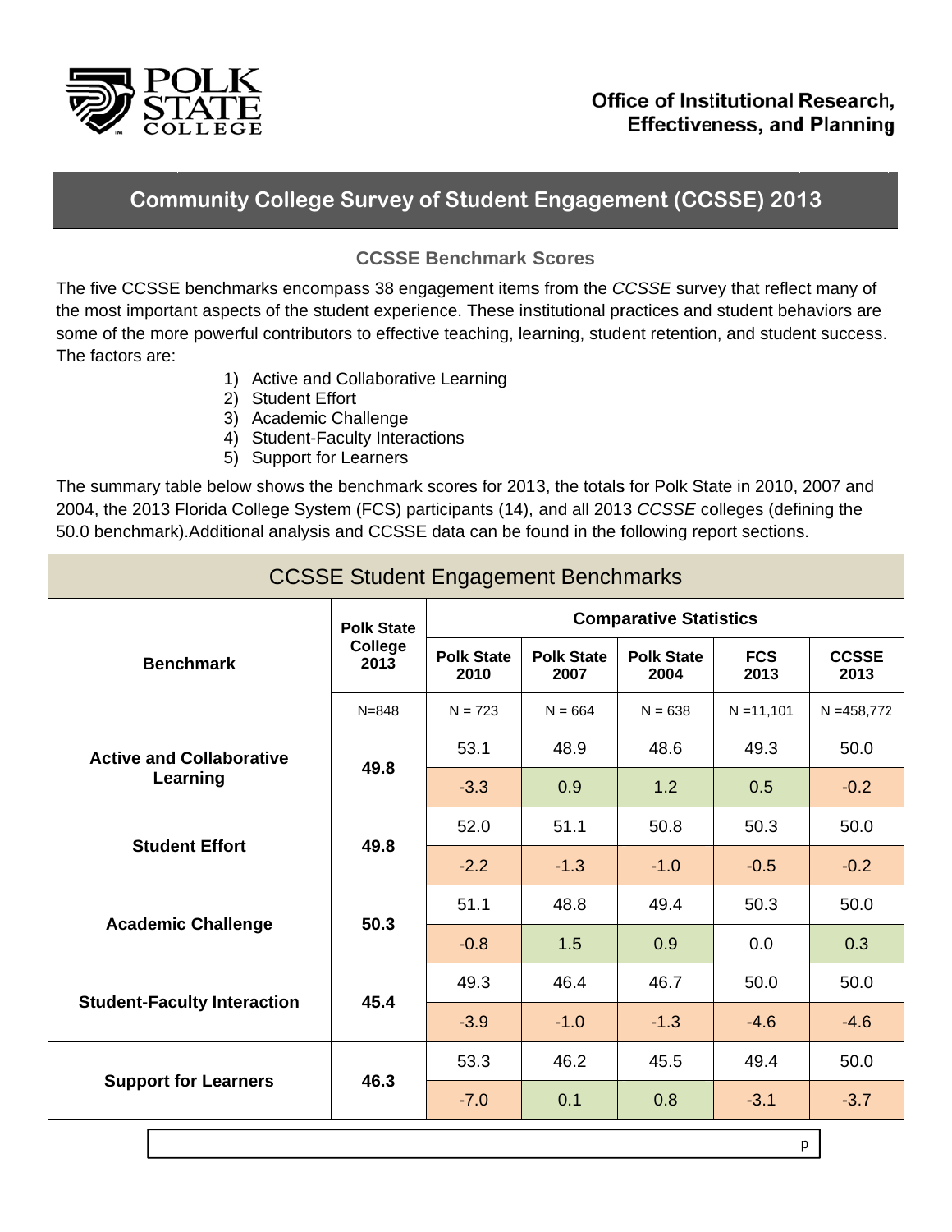Office of Institutional Research, Effectiveness, and Planning

# Community College Survey of Student Engagement (CCSSE) 2013

## CCSSE Benchmark Scores

The five CCSSE benchmarks encompass 38 engagement items from the *CCSSE* survey that reflect many of the most important aspects of the student experience. These institutional practices and student behaviors are some of the more powerful contributors to effective teaching, learning, student retention, and student success. The factors are:

1) Active and Collaborative Learning
2) Student Effort
3) Academic Challenge
4) Student-Faculty Interactions
5) Support for Learners

The summary table below shows the benchmark scores for 2013, the totals for Polk State in 2010, 2007 and 2004, the 2013 Florida College System (FCS) participants (14), and all 2013 *CCSSE* colleges (defining the 50.0 benchmark).Additional analysis and CCSSE data can be found in the following report sections.

| CCSSE Student Engagement Benchmarks | | | | | | |
|---|---|---|---|---|---|---|
| **Benchmark** | **Polk State College 2013** | **Comparative Statistics** | | | | |
| | | **Polk State 2010** | **Polk State 2007** | **Polk State 2004** | **FCS 2013** | **CCSSE 2013** |
| | N=848 | N = 723 | N = 664 | N = 638 | N =11,101 | N =458,772 |
| **Active and Collaborative Learning** | **49.8** | 53.1 | 48.9 | 48.6 | 49.3 | 50.0 |
| | | -3.3 | 0.9 | 1.2 | 0.5 | -0.2 |
| **Student Effort** | **49.8** | 52.0 | 51.1 | 50.8 | 50.3 | 50.0 |
| | | -2.2 | -1.3 | -1.0 | -0.5 | -0.2 |
| **Academic Challenge** | **50.3** | 51.1 | 48.8 | 49.4 | 50.3 | 50.0 |
| | | -0.8 | 1.5 | 0.9 | 0.0 | 0.3 |
| **Student-Faculty Interaction** | **45.4** | 49.3 | 46.4 | 46.7 | 50.0 | 50.0 |
| | | -3.9 | -1.0 | -1.3 | -4.6 | -4.6 |
| **Support for Learners** | **46.3** | 53.3 | 46.2 | 45.5 | 49.4 | 50.0 |
| | | -7.0 | 0.1 | 0.8 | -3.1 | -3.7 |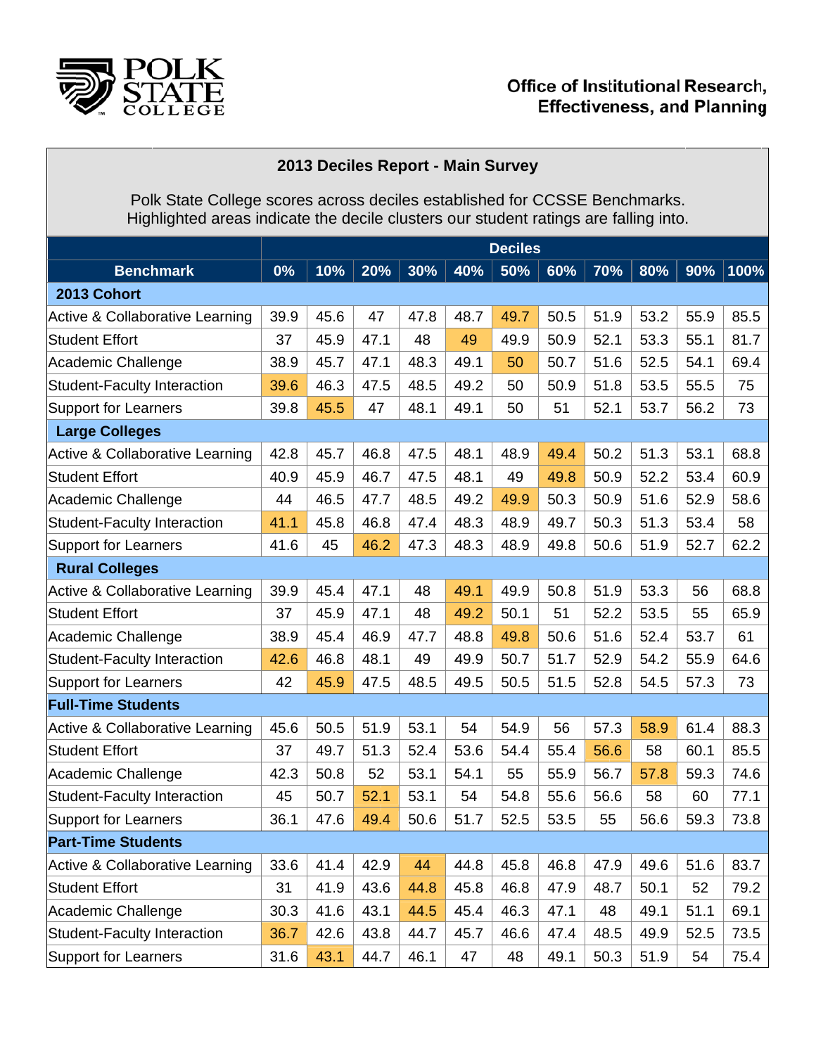Office of Institutional Research, Effectiveness, and Planning

## 2013 Deciles Report - Main Survey

Polk State College scores across deciles established for CCSSE Benchmarks.
Highlighted areas indicate the decile clusters our student ratings are falling into.

| Benchmark | Deciles | | | | | | | | | | |
|---|---|---|---|---|---|---|---|---|---|---|---|
| | 0% | 10% | 20% | 30% | 40% | 50% | 60% | 70% | 80% | 90% | 100% |
| **2013 Cohort** | | | | | | | | | | | |
| Active & Collaborative Learning | 39.9 | 45.6 | 47 | 47.8 | 48.7 | 49.7 | 50.5 | 51.9 | 53.2 | 55.9 | 85.5 |
| Student Effort | 37 | 45.9 | 47.1 | 48 | 49 | 49.9 | 50.9 | 52.1 | 53.3 | 55.1 | 81.7 |
| Academic Challenge | 38.9 | 45.7 | 47.1 | 48.3 | 49.1 | 50 | 50.7 | 51.6 | 52.5 | 54.1 | 69.4 |
| Student-Faculty Interaction | 39.6 | 46.3 | 47.5 | 48.5 | 49.2 | 50 | 50.9 | 51.8 | 53.5 | 55.5 | 75 |
| Support for Learners | 39.8 | 45.5 | 47 | 48.1 | 49.1 | 50 | 51 | 52.1 | 53.7 | 56.2 | 73 |
| **Large Colleges** | | | | | | | | | | | |
| Active & Collaborative Learning | 42.8 | 45.7 | 46.8 | 47.5 | 48.1 | 48.9 | 49.4 | 50.2 | 51.3 | 53.1 | 68.8 |
| Student Effort | 40.9 | 45.9 | 46.7 | 47.5 | 48.1 | 49 | 49.8 | 50.9 | 52.2 | 53.4 | 60.9 |
| Academic Challenge | 44 | 46.5 | 47.7 | 48.5 | 49.2 | 49.9 | 50.3 | 50.9 | 51.6 | 52.9 | 58.6 |
| Student-Faculty Interaction | 41.1 | 45.8 | 46.8 | 47.4 | 48.3 | 48.9 | 49.7 | 50.3 | 51.3 | 53.4 | 58 |
| Support for Learners | 41.6 | 45 | 46.2 | 47.3 | 48.3 | 48.9 | 49.8 | 50.6 | 51.9 | 52.7 | 62.2 |
| **Rural Colleges** | | | | | | | | | | | |
| Active & Collaborative Learning | 39.9 | 45.4 | 47.1 | 48 | 49.1 | 49.9 | 50.8 | 51.9 | 53.3 | 56 | 68.8 |
| Student Effort | 37 | 45.9 | 47.1 | 48 | 49.2 | 50.1 | 51 | 52.2 | 53.5 | 55 | 65.9 |
| Academic Challenge | 38.9 | 45.4 | 46.9 | 47.7 | 48.8 | 49.8 | 50.6 | 51.6 | 52.4 | 53.7 | 61 |
| Student-Faculty Interaction | 42.6 | 46.8 | 48.1 | 49 | 49.9 | 50.7 | 51.7 | 52.9 | 54.2 | 55.9 | 64.6 |
| Support for Learners | 42 | 45.9 | 47.5 | 48.5 | 49.5 | 50.5 | 51.5 | 52.8 | 54.5 | 57.3 | 73 |
| **Full-Time Students** | | | | | | | | | | | |
| Active & Collaborative Learning | 45.6 | 50.5 | 51.9 | 53.1 | 54 | 54.9 | 56 | 57.3 | 58.9 | 61.4 | 88.3 |
| Student Effort | 37 | 49.7 | 51.3 | 52.4 | 53.6 | 54.4 | 55.4 | 56.6 | 58 | 60.1 | 85.5 |
| Academic Challenge | 42.3 | 50.8 | 52 | 53.1 | 54.1 | 55 | 55.9 | 56.7 | 57.8 | 59.3 | 74.6 |
| Student-Faculty Interaction | 45 | 50.7 | 52.1 | 53.1 | 54 | 54.8 | 55.6 | 56.6 | 58 | 60 | 77.1 |
| Support for Learners | 36.1 | 47.6 | 49.4 | 50.6 | 51.7 | 52.5 | 53.5 | 55 | 56.6 | 59.3 | 73.8 |
| **Part-Time Students** | | | | | | | | | | | |
| Active & Collaborative Learning | 33.6 | 41.4 | 42.9 | 44 | 44.8 | 45.8 | 46.8 | 47.9 | 49.6 | 51.6 | 83.7 |
| Student Effort | 31 | 41.9 | 43.6 | 44.8 | 45.8 | 46.8 | 47.9 | 48.7 | 50.1 | 52 | 79.2 |
| Academic Challenge | 30.3 | 41.6 | 43.1 | 44.5 | 45.4 | 46.3 | 47.1 | 48 | 49.1 | 51.1 | 69.1 |
| Student-Faculty Interaction | 36.7 | 42.6 | 43.8 | 44.7 | 45.7 | 46.6 | 47.4 | 48.5 | 49.9 | 52.5 | 73.5 |
| Support for Learners | 31.6 | 43.1 | 44.7 | 46.1 | 47 | 48 | 49.1 | 50.3 | 51.9 | 54 | 75.4 |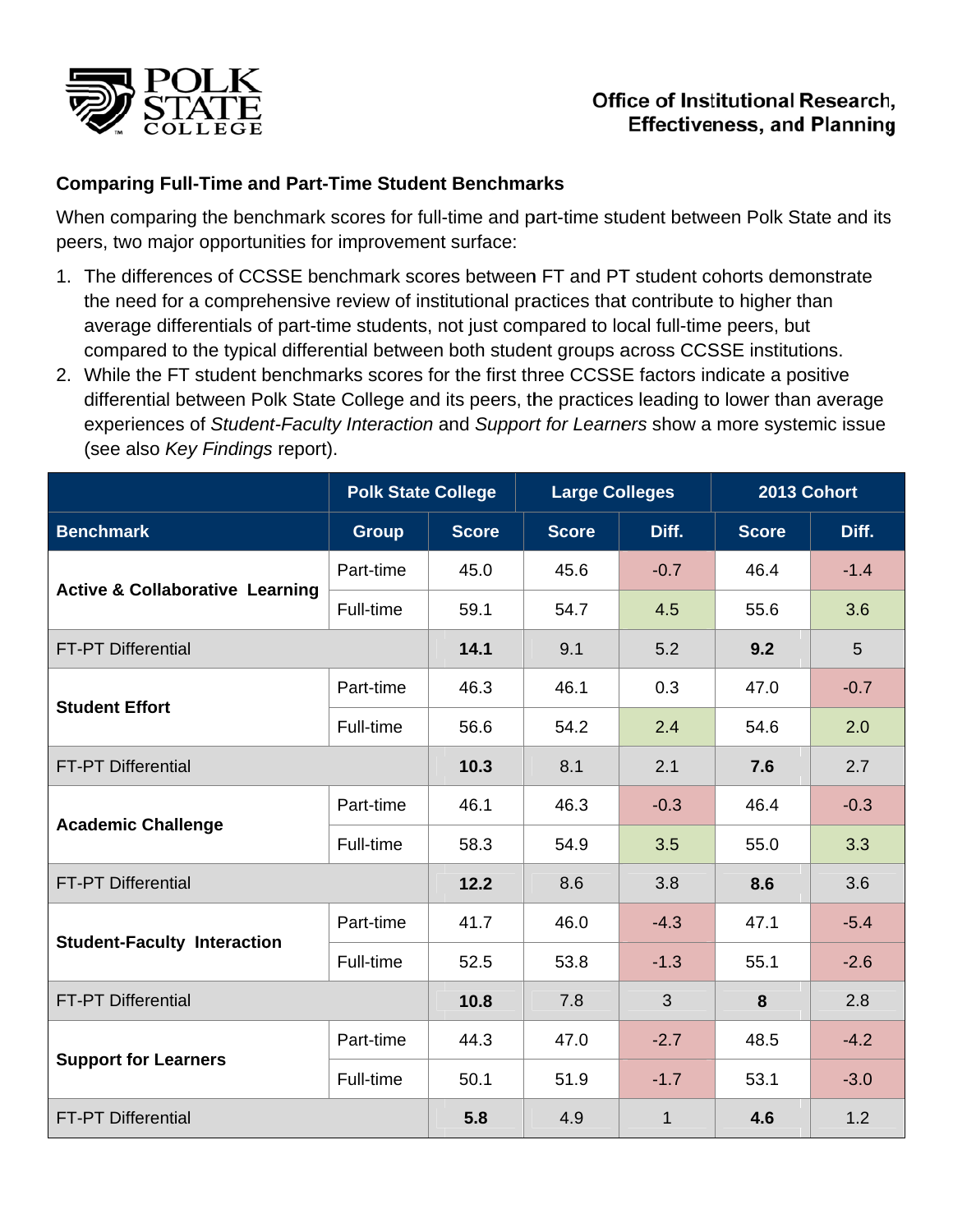Office of Institutional Research, Effectiveness, and Planning

## Comparing Full-Time and Part-Time Student Benchmarks

When comparing the benchmark scores for full-time and part-time student between Polk State and its peers, two major opportunities for improvement surface:

1. The differences of CCSSE benchmark scores between FT and PT student cohorts demonstrate the need for a comprehensive review of institutional practices that contribute to higher than average differentials of part-time students, not just compared to local full-time peers, but compared to the typical differential between both student groups across CCSSE institutions.
2. While the FT student benchmarks scores for the first three CCSSE factors indicate a positive differential between Polk State College and its peers, the practices leading to lower than average experiences of *Student-Faculty Interaction* and *Support for Learners* show a more systemic issue (see also *Key Findings* report).

| | Polk State College | | Large Colleges | | 2013 Cohort | |
|---|---|---|---|---|---|---|
| **Benchmark** | **Group** | **Score** | **Score** | **Diff.** | **Score** | **Diff.** |
| **Active & Collaborative Learning** | Part-time | 45.0 | 45.6 | -0.7 | 46.4 | -1.4 |
| | Full-time | 59.1 | 54.7 | 4.5 | 55.6 | 3.6 |
| FT-PT Differential | | **14.1** | 9.1 | 5.2 | **9.2** | 5 |
| **Student Effort** | Part-time | 46.3 | 46.1 | 0.3 | 47.0 | -0.7 |
| | Full-time | 56.6 | 54.2 | 2.4 | 54.6 | 2.0 |
| FT-PT Differential | | **10.3** | 8.1 | 2.1 | **7.6** | 2.7 |
| **Academic Challenge** | Part-time | 46.1 | 46.3 | -0.3 | 46.4 | -0.3 |
| | Full-time | 58.3 | 54.9 | 3.5 | 55.0 | 3.3 |
| FT-PT Differential | | **12.2** | 8.6 | 3.8 | **8.6** | 3.6 |
| **Student-Faculty Interaction** | Part-time | 41.7 | 46.0 | -4.3 | 47.1 | -5.4 |
| | Full-time | 52.5 | 53.8 | -1.3 | 55.1 | -2.6 |
| FT-PT Differential | | **10.8** | 7.8 | 3 | **8** | 2.8 |
| **Support for Learners** | Part-time | 44.3 | 47.0 | -2.7 | 48.5 | -4.2 |
| | Full-time | 50.1 | 51.9 | -1.7 | 53.1 | -3.0 |
| FT-PT Differential | | **5.8** | 4.9 | 1 | **4.6** | 1.2 |